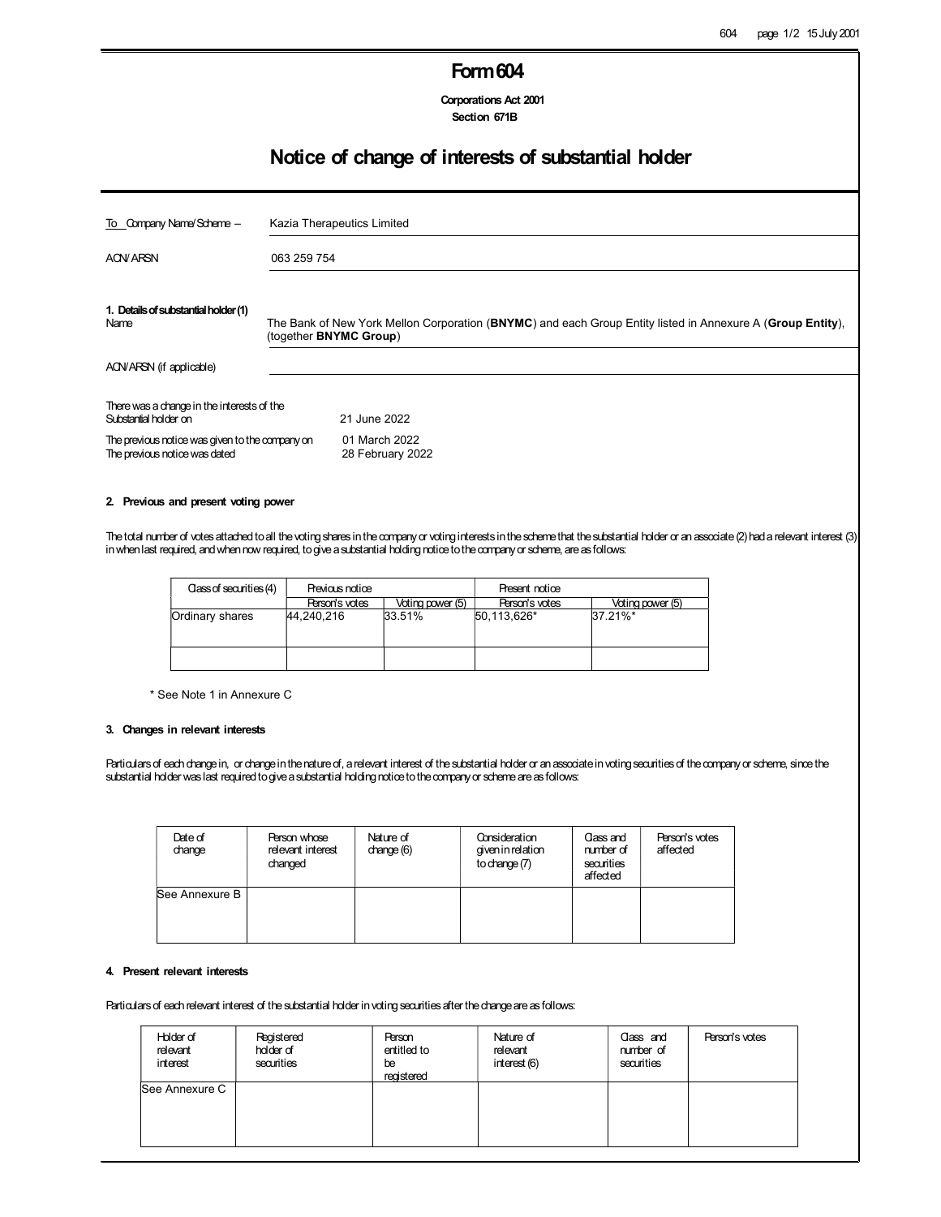# Form 604

**Corporations Act 2001**
**Section 671B**

## Notice of change of interests of substantial holder

| | |
|---|---|
| To Company Name/Scheme – | Kazia Therapeutics Limited |
| ACN/ARSN | 063 259 754 |

### 1. Details of substantial holder (1)

| | |
|---|---|
| Name | The Bank of New York Mellon Corporation (**BNYMC**) and each Group Entity listed in Annexure A (**Group Entity**), (together **BNYMC Group**) |
| ACN/ARSN (if applicable) | |

| | |
|---|---|
| There was a change in the interests of the Substantial holder on | 21 June 2022 |
| The previous notice was given to the company on | 01 March 2022 |
| The previous notice was dated | 28 February 2022 |

### 2. Previous and present voting power

The total number of votes attached to all the voting shares in the company or voting interests in the scheme that the substantial holder or an associate (2) had a relevant interest (3) in when last required, and when now required, to give a substantial holding notice to the company or scheme, are as follows:

| Class of securities (4) | Previous notice | | Present notice | |
|---|---|---|---|---|
| | Person's votes | Voting power (5) | Person's votes | Voting power (5) |
| Ordinary shares | 44,240,216 | 33.51% | 50,113,626* | 37.21%* |
| | | | | |

\* See Note 1 in Annexure C

### 3. Changes in relevant interests

Particulars of each change in, or change in the nature of, a relevant interest of the substantial holder or an associate in voting securities of the company or scheme, since the substantial holder was last required to give a substantial holding notice to the company or scheme are as follows:

| Date of change | Person whose relevant interest changed | Nature of change (6) | Consideration given in relation to change (7) | Class and number of securities affected | Person's votes affected |
|---|---|---|---|---|---|
| See Annexure B | | | | | |

### 4. Present relevant interests

Particulars of each relevant interest of the substantial holder in voting securities after the change are as follows:

| Holder of relevant interest | Registered holder of securities | Person entitled to be registered | Nature of relevant interest (6) | Class and number of securities | Person's votes |
|---|---|---|---|---|---|
| See Annexure C | | | | | |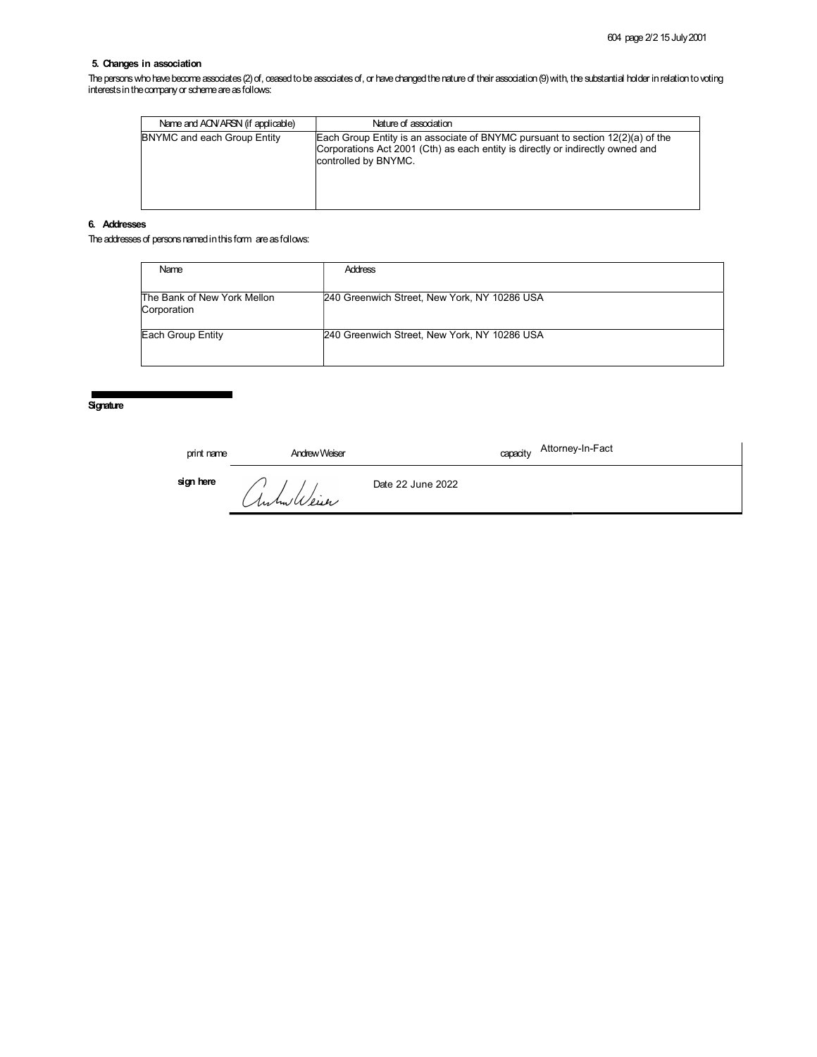### 5. Changes in association

The persons who have become associates (2) of, ceased to be associates of, or have changed the nature of their association (9) with, the substantial holder in relation to voting interests in the company or scheme are as follows:

| Name and ACN/ARSN (if applicable) | Nature of association |
|---|---|
| BNYMC and each Group Entity | Each Group Entity is an associate of BNYMC pursuant to section 12(2)(a) of the Corporations Act 2001 (Cth) as each entity is directly or indirectly owned and controlled by BNYMC. |

### 6. Addresses

The addresses of persons named in this form are as follows:

| Name | Address |
|---|---|
| The Bank of New York Mellon Corporation | 240 Greenwich Street, New York, NY 10286 USA |
| Each Group Entity | 240 Greenwich Street, New York, NY 10286 USA |

**Signature**

| print name | Andrew Weiser | capacity | Attorney-In-Fact |
|---|---|---|---|
| **sign here** | Andrew Weiser | Date 22 June 2022 | |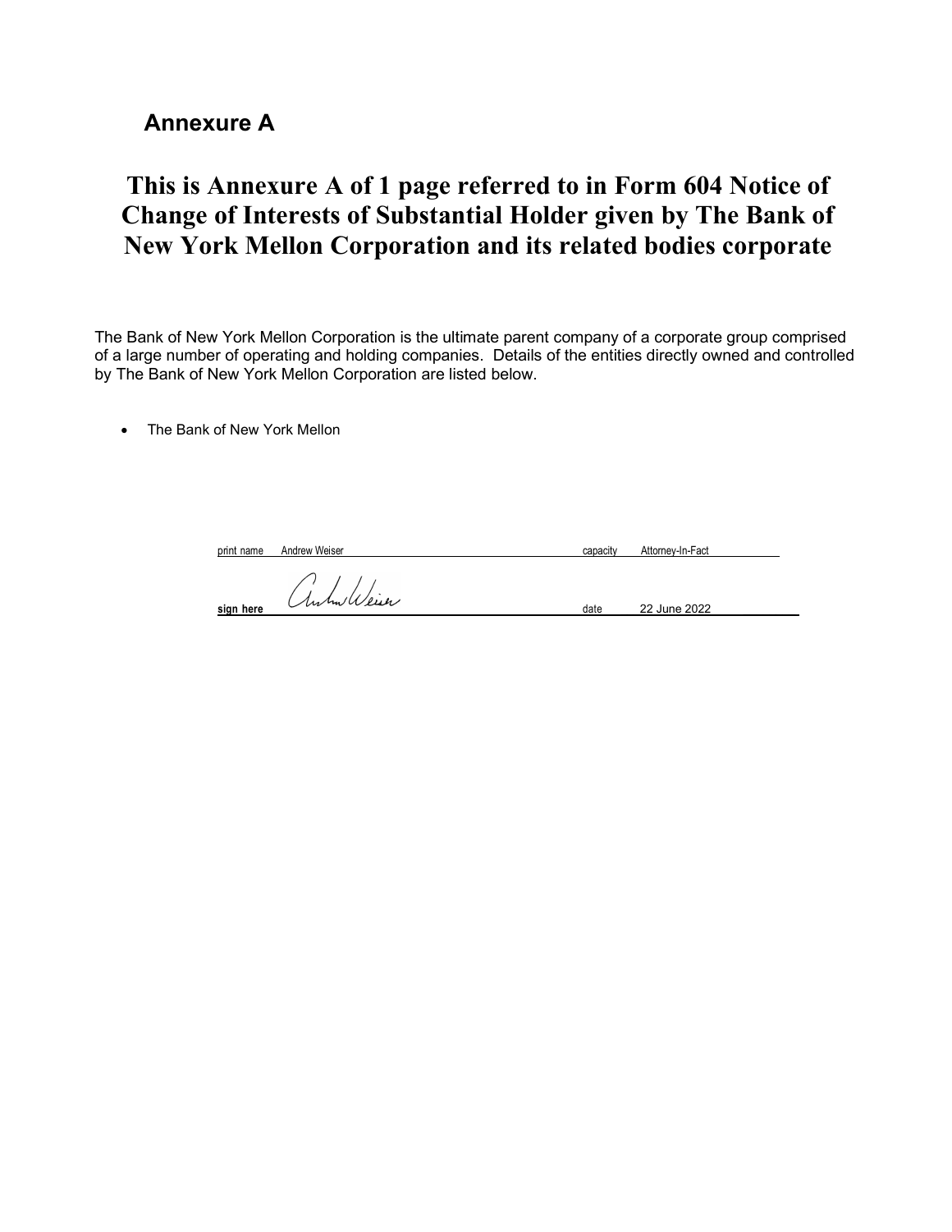## Annexure A

# This is Annexure A of 1 page referred to in Form 604 Notice of Change of Interests of Substantial Holder given by The Bank of New York Mellon Corporation and its related bodies corporate

The Bank of New York Mellon Corporation is the ultimate parent company of a corporate group comprised of a large number of operating and holding companies. Details of the entities directly owned and controlled by The Bank of New York Mellon Corporation are listed below.

- The Bank of New York Mellon

| | | | |
|---|---|---|---|
| print name | Andrew Weiser | capacity | Attorney-In-Fact |
| **sign here** | Andrew Weiser | date | 22 June 2022 |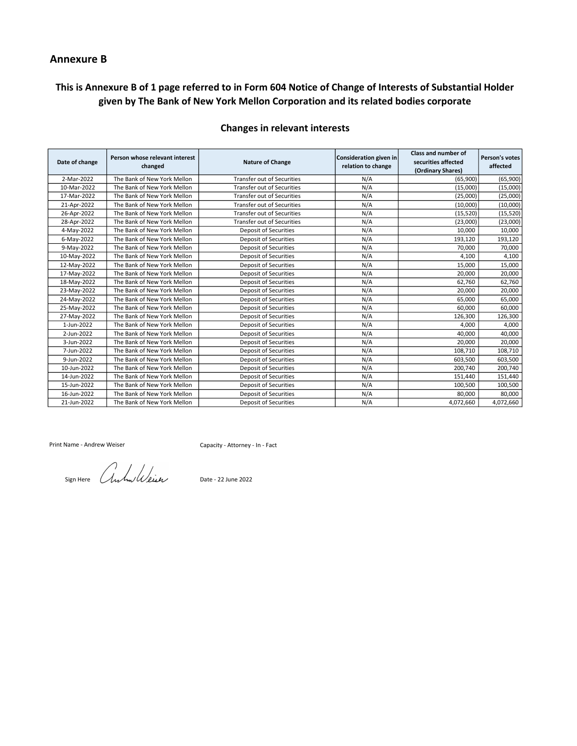## Annexure B

### This is Annexure B of 1 page referred to in Form 604 Notice of Change of Interests of Substantial Holder given by The Bank of New York Mellon Corporation and its related bodies corporate

### Changes in relevant interests

| Date of change | Person whose relevant interest changed | Nature of Change | Consideration given in relation to change | Class and number of securities affected (Ordinary Shares) | Person's votes affected |
|---|---|---|---|---|---|
| 2-Mar-2022 | The Bank of New York Mellon | Transfer out of Securities | N/A | (65,900) | (65,900) |
| 10-Mar-2022 | The Bank of New York Mellon | Transfer out of Securities | N/A | (15,000) | (15,000) |
| 17-Mar-2022 | The Bank of New York Mellon | Transfer out of Securities | N/A | (25,000) | (25,000) |
| 21-Apr-2022 | The Bank of New York Mellon | Transfer out of Securities | N/A | (10,000) | (10,000) |
| 26-Apr-2022 | The Bank of New York Mellon | Transfer out of Securities | N/A | (15,520) | (15,520) |
| 28-Apr-2022 | The Bank of New York Mellon | Transfer out of Securities | N/A | (23,000) | (23,000) |
| 4-May-2022 | The Bank of New York Mellon | Deposit of Securities | N/A | 10,000 | 10,000 |
| 6-May-2022 | The Bank of New York Mellon | Deposit of Securities | N/A | 193,120 | 193,120 |
| 9-May-2022 | The Bank of New York Mellon | Deposit of Securities | N/A | 70,000 | 70,000 |
| 10-May-2022 | The Bank of New York Mellon | Deposit of Securities | N/A | 4,100 | 4,100 |
| 12-May-2022 | The Bank of New York Mellon | Deposit of Securities | N/A | 15,000 | 15,000 |
| 17-May-2022 | The Bank of New York Mellon | Deposit of Securities | N/A | 20,000 | 20,000 |
| 18-May-2022 | The Bank of New York Mellon | Deposit of Securities | N/A | 62,760 | 62,760 |
| 23-May-2022 | The Bank of New York Mellon | Deposit of Securities | N/A | 20,000 | 20,000 |
| 24-May-2022 | The Bank of New York Mellon | Deposit of Securities | N/A | 65,000 | 65,000 |
| 25-May-2022 | The Bank of New York Mellon | Deposit of Securities | N/A | 60,000 | 60,000 |
| 27-May-2022 | The Bank of New York Mellon | Deposit of Securities | N/A | 126,300 | 126,300 |
| 1-Jun-2022 | The Bank of New York Mellon | Deposit of Securities | N/A | 4,000 | 4,000 |
| 2-Jun-2022 | The Bank of New York Mellon | Deposit of Securities | N/A | 40,000 | 40,000 |
| 3-Jun-2022 | The Bank of New York Mellon | Deposit of Securities | N/A | 20,000 | 20,000 |
| 7-Jun-2022 | The Bank of New York Mellon | Deposit of Securities | N/A | 108,710 | 108,710 |
| 9-Jun-2022 | The Bank of New York Mellon | Deposit of Securities | N/A | 603,500 | 603,500 |
| 10-Jun-2022 | The Bank of New York Mellon | Deposit of Securities | N/A | 200,740 | 200,740 |
| 14-Jun-2022 | The Bank of New York Mellon | Deposit of Securities | N/A | 151,440 | 151,440 |
| 15-Jun-2022 | The Bank of New York Mellon | Deposit of Securities | N/A | 100,500 | 100,500 |
| 16-Jun-2022 | The Bank of New York Mellon | Deposit of Securities | N/A | 80,000 | 80,000 |
| 21-Jun-2022 | The Bank of New York Mellon | Deposit of Securities | N/A | 4,072,660 | 4,072,660 |

Print Name - Andrew Weiser

Capacity - Attorney - In - Fact

Sign Here

Date - 22 June 2022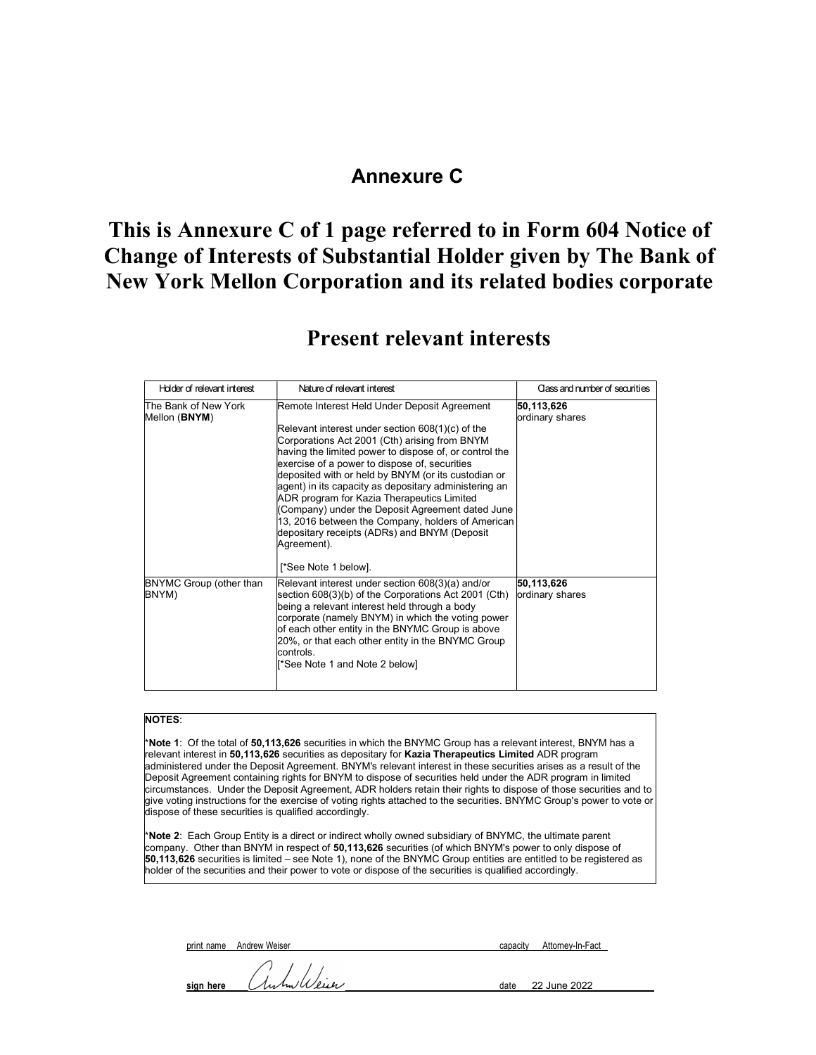# Annexure C

## This is Annexure C of 1 page referred to in Form 604 Notice of Change of Interests of Substantial Holder given by The Bank of New York Mellon Corporation and its related bodies corporate

## Present relevant interests

| Holder of relevant interest | Nature of relevant interest | Class and number of securities |
|---|---|---|
| The Bank of New York Mellon (**BNYM**) | Remote Interest Held Under Deposit Agreement<br><br>Relevant interest under section 608(1)(c) of the Corporations Act 2001 (Cth) arising from BNYM having the limited power to dispose of, or control the exercise of a power to dispose of, securities deposited with or held by BNYM (or its custodian or agent) in its capacity as depositary administering an ADR program for Kazia Therapeutics Limited (Company) under the Deposit Agreement dated June 13, 2016 between the Company, holders of American depositary receipts (ADRs) and BNYM (Deposit Agreement).<br><br>[*See Note 1 below]. | **50,113,626** ordinary shares |
| BNYMC Group (other than BNYM) | Relevant interest under section 608(3)(a) and/or section 608(3)(b) of the Corporations Act 2001 (Cth) being a relevant interest held through a body corporate (namely BNYM) in which the voting power of each other entity in the BNYMC Group is above 20%, or that each other entity in the BNYMC Group controls.<br>[*See Note 1 and Note 2 below] | **50,113,626** ordinary shares |

**NOTES**:

***Note 1**: Of the total of **50,113,626** securities in which the BNYMC Group has a relevant interest, BNYM has a relevant interest in **50,113,626** securities as depositary for **Kazia Therapeutics Limited** ADR program administered under the Deposit Agreement. BNYM's relevant interest in these securities arises as a result of the Deposit Agreement containing rights for BNYM to dispose of securities held under the ADR program in limited circumstances. Under the Deposit Agreement, ADR holders retain their rights to dispose of those securities and to give voting instructions for the exercise of voting rights attached to the securities. BNYMC Group's power to vote or dispose of these securities is qualified accordingly.

***Note 2**: Each Group Entity is a direct or indirect wholly owned subsidiary of BNYMC, the ultimate parent company. Other than BNYM in respect of **50,113,626** securities (of which BNYM's power to only dispose of **50,113,626** securities is limited – see Note 1), none of the BNYMC Group entities are entitled to be registered as holder of the securities and their power to vote or dispose of the securities is qualified accordingly.

print name Andrew Weiser capacity Attorney-In-Fact

sign here [signature] date 22 June 2022